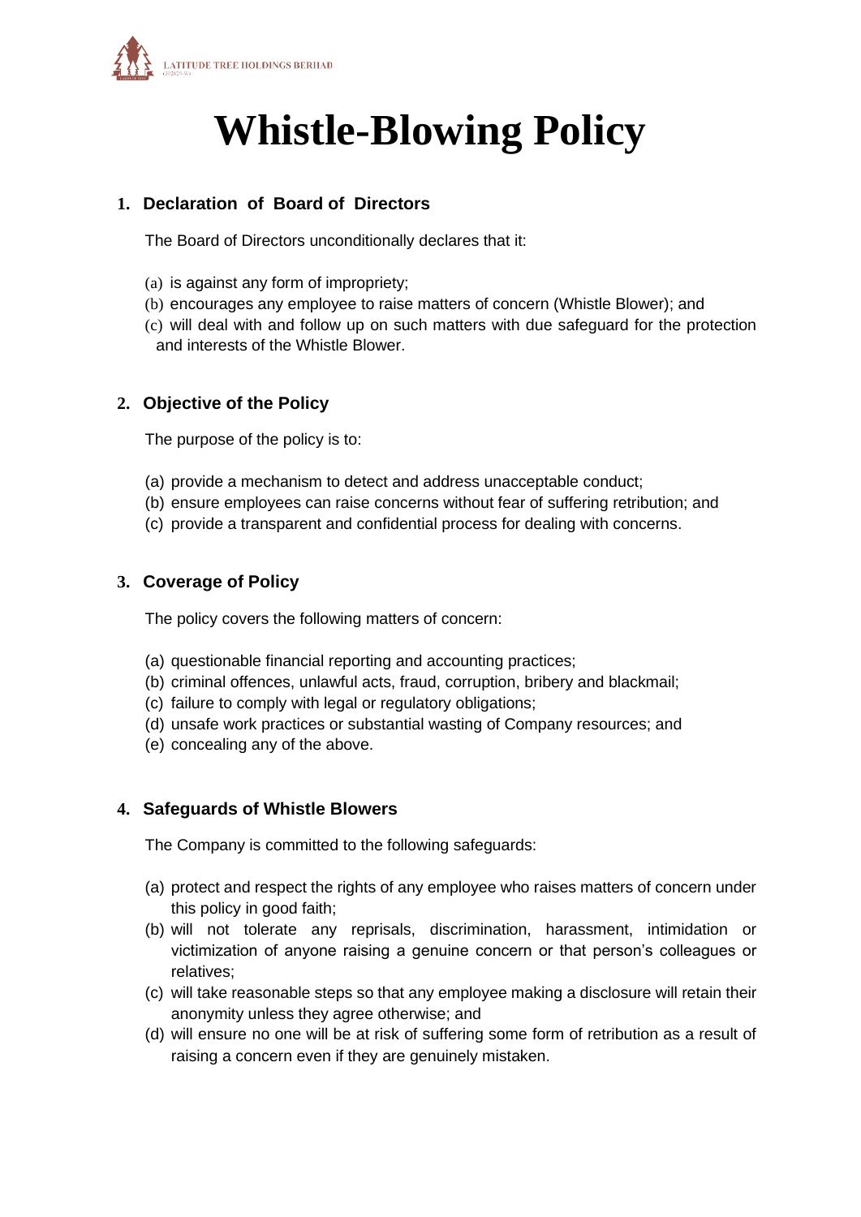# Whistle-Blowing Policy

## 1. Declaration of Board of Directors

The Board of Directors unconditionally declares that it:

(a) is against any form of impropriety;
(b) encourages any employee to raise matters of concern (Whistle Blower); and
(c) will deal with and follow up on such matters with due safeguard for the protection and interests of the Whistle Blower.

## 2. Objective of the Policy

The purpose of the policy is to:

(a) provide a mechanism to detect and address unacceptable conduct;
(b) ensure employees can raise concerns without fear of suffering retribution; and
(c) provide a transparent and confidential process for dealing with concerns.

## 3. Coverage of Policy

The policy covers the following matters of concern:

(a) questionable financial reporting and accounting practices;
(b) criminal offences, unlawful acts, fraud, corruption, bribery and blackmail;
(c) failure to comply with legal or regulatory obligations;
(d) unsafe work practices or substantial wasting of Company resources; and
(e) concealing any of the above.

## 4. Safeguards of Whistle Blowers

The Company is committed to the following safeguards:

(a) protect and respect the rights of any employee who raises matters of concern under this policy in good faith;
(b) will not tolerate any reprisals, discrimination, harassment, intimidation or victimization of anyone raising a genuine concern or that person's colleagues or relatives;
(c) will take reasonable steps so that any employee making a disclosure will retain their anonymity unless they agree otherwise; and
(d) will ensure no one will be at risk of suffering some form of retribution as a result of raising a concern even if they are genuinely mistaken.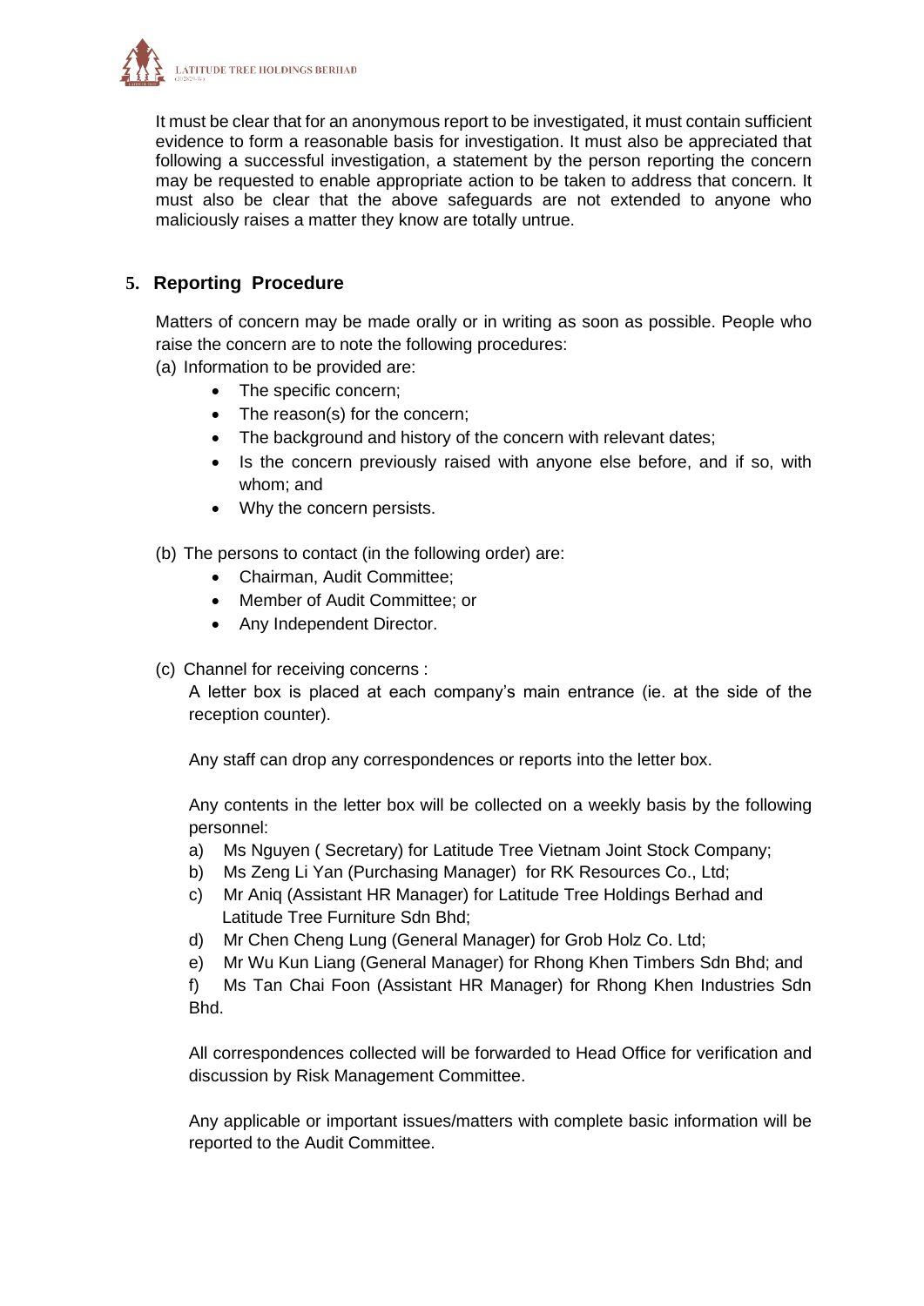It must be clear that for an anonymous report to be investigated, it must contain sufficient evidence to form a reasonable basis for investigation. It must also be appreciated that following a successful investigation, a statement by the person reporting the concern may be requested to enable appropriate action to be taken to address that concern. It must also be clear that the above safeguards are not extended to anyone who maliciously raises a matter they know are totally untrue.

## 5. Reporting Procedure

Matters of concern may be made orally or in writing as soon as possible. People who raise the concern are to note the following procedures:

(a) Information to be provided are:

- The specific concern;
- The reason(s) for the concern;
- The background and history of the concern with relevant dates;
- Is the concern previously raised with anyone else before, and if so, with whom; and
- Why the concern persists.

(b) The persons to contact (in the following order) are:

- Chairman, Audit Committee;
- Member of Audit Committee; or
- Any Independent Director.

(c) Channel for receiving concerns :

A letter box is placed at each company's main entrance (ie. at the side of the reception counter).

Any staff can drop any correspondences or reports into the letter box.

Any contents in the letter box will be collected on a weekly basis by the following personnel:

a) Ms Nguyen ( Secretary) for Latitude Tree Vietnam Joint Stock Company;
b) Ms Zeng Li Yan (Purchasing Manager) for RK Resources Co., Ltd;
c) Mr Aniq (Assistant HR Manager) for Latitude Tree Holdings Berhad and Latitude Tree Furniture Sdn Bhd;
d) Mr Chen Cheng Lung (General Manager) for Grob Holz Co. Ltd;
e) Mr Wu Kun Liang (General Manager) for Rhong Khen Timbers Sdn Bhd; and
f) Ms Tan Chai Foon (Assistant HR Manager) for Rhong Khen Industries Sdn Bhd.

All correspondences collected will be forwarded to Head Office for verification and discussion by Risk Management Committee.

Any applicable or important issues/matters with complete basic information will be reported to the Audit Committee.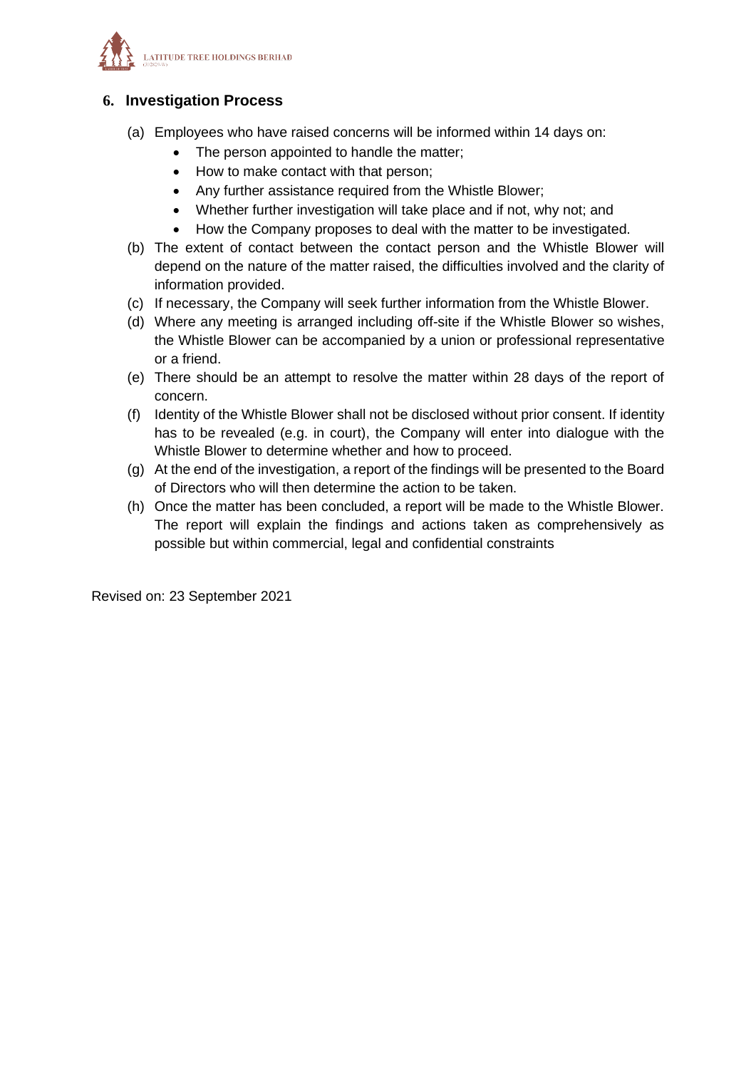## 6. Investigation Process

(a) Employees who have raised concerns will be informed within 14 days on:

- The person appointed to handle the matter;
- How to make contact with that person;
- Any further assistance required from the Whistle Blower;
- Whether further investigation will take place and if not, why not; and
- How the Company proposes to deal with the matter to be investigated.

(b) The extent of contact between the contact person and the Whistle Blower will depend on the nature of the matter raised, the difficulties involved and the clarity of information provided.

(c) If necessary, the Company will seek further information from the Whistle Blower.

(d) Where any meeting is arranged including off-site if the Whistle Blower so wishes, the Whistle Blower can be accompanied by a union or professional representative or a friend.

(e) There should be an attempt to resolve the matter within 28 days of the report of concern.

(f) Identity of the Whistle Blower shall not be disclosed without prior consent. If identity has to be revealed (e.g. in court), the Company will enter into dialogue with the Whistle Blower to determine whether and how to proceed.

(g) At the end of the investigation, a report of the findings will be presented to the Board of Directors who will then determine the action to be taken.

(h) Once the matter has been concluded, a report will be made to the Whistle Blower. The report will explain the findings and actions taken as comprehensively as possible but within commercial, legal and confidential constraints

Revised on: 23 September 2021